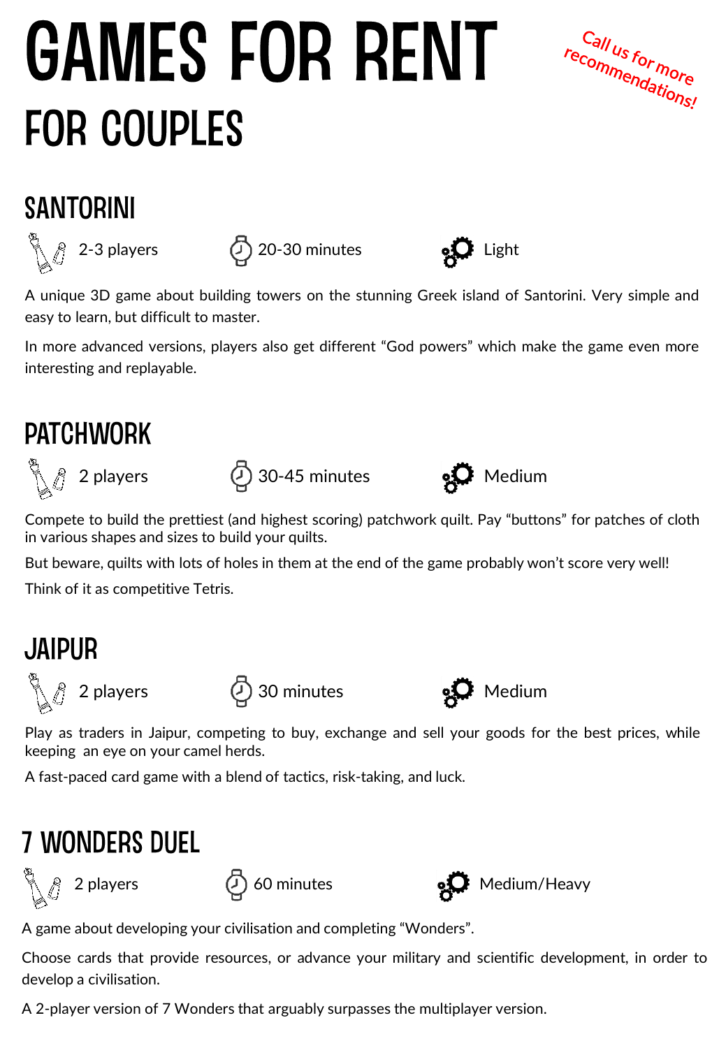# GAMES FOR RENT

## FOR COUPLES

Call us for more recommendations!

### SANTORINI

2-3 players | 20-30 minutes | Light

A unique 3D game about building towers on the stunning Greek island of Santorini. Very simple and easy to learn, but difficult to master.

In more advanced versions, players also get different "God powers" which make the game even more interesting and replayable.

### PATCHWORK

2 players | 30-45 minutes | Medium

Compete to build the prettiest (and highest scoring) patchwork quilt. Pay "buttons" for patches of cloth in various shapes and sizes to build your quilts.

But beware, quilts with lots of holes in them at the end of the game probably won't score very well!

Think of it as competitive Tetris.

### JAIPUR

2 players | 30 minutes | Medium

Play as traders in Jaipur, competing to buy, exchange and sell your goods for the best prices, while keeping an eye on your camel herds.

A fast-paced card game with a blend of tactics, risk-taking, and luck.

### 7 WONDERS DUEL

2 players | 60 minutes | Medium/Heavy

A game about developing your civilisation and completing "Wonders".

Choose cards that provide resources, or advance your military and scientific development, in order to develop a civilisation.

A 2-player version of 7 Wonders that arguably surpasses the multiplayer version.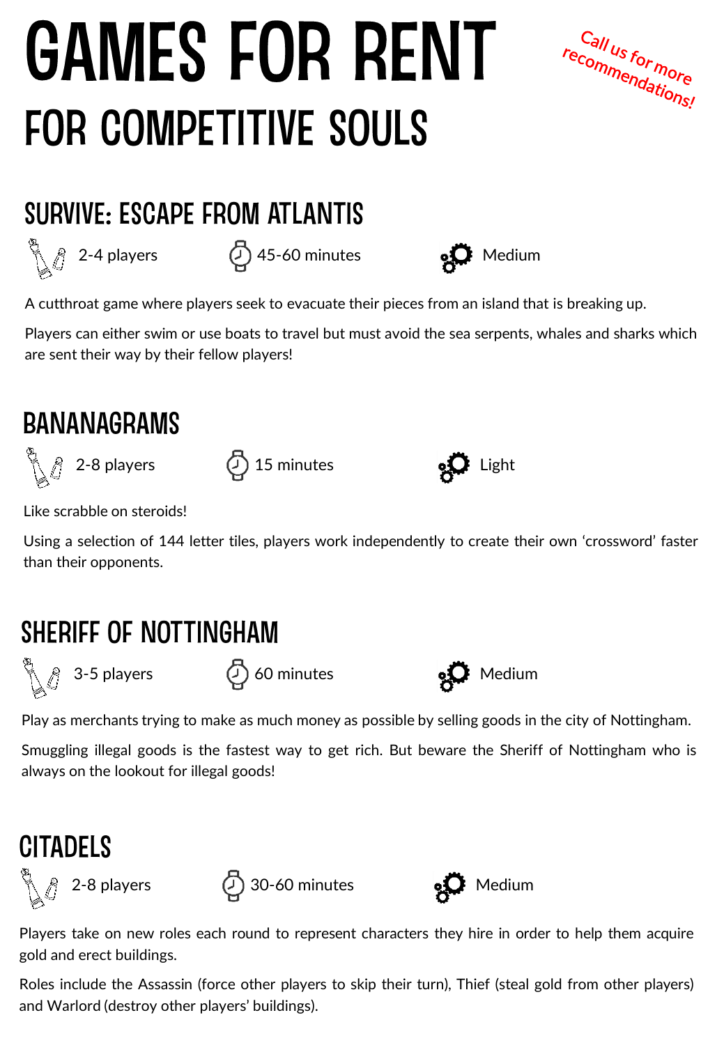# GAMES FOR RENT

## FOR COMPETITIVE SOULS

Call us for more recommendations!

## SURVIVE: ESCAPE FROM ATLANTIS

2-4 players | 45-60 minutes | Medium

A cutthroat game where players seek to evacuate their pieces from an island that is breaking up.

Players can either swim or use boats to travel but must avoid the sea serpents, whales and sharks which are sent their way by their fellow players!

## BANANAGRAMS

2-8 players | 15 minutes | Light

Like scrabble on steroids!

Using a selection of 144 letter tiles, players work independently to create their own 'crossword' faster than their opponents.

## SHERIFF OF NOTTINGHAM

3-5 players | 60 minutes | Medium

Play as merchants trying to make as much money as possible by selling goods in the city of Nottingham.

Smuggling illegal goods is the fastest way to get rich. But beware the Sheriff of Nottingham who is always on the lookout for illegal goods!

## CITADELS

2-8 players | 30-60 minutes | Medium

Players take on new roles each round to represent characters they hire in order to help them acquire gold and erect buildings.

Roles include the Assassin (force other players to skip their turn), Thief (steal gold from other players) and Warlord (destroy other players' buildings).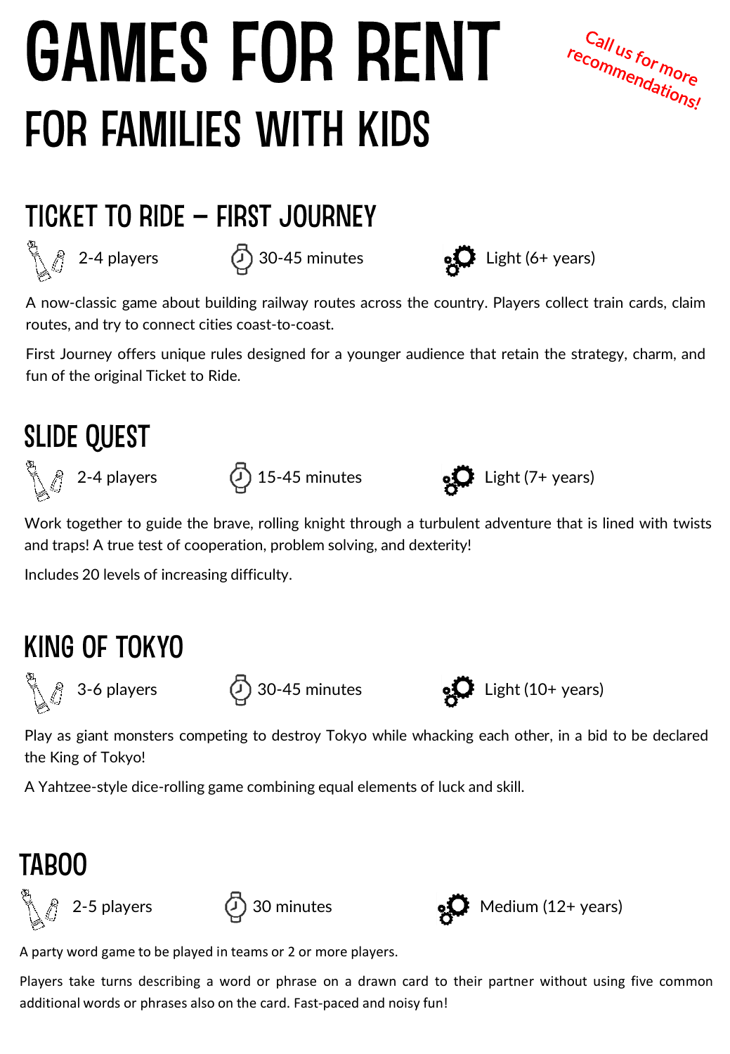# GAMES FOR RENT

## FOR FAMILIES WITH KIDS

Call us for more recommendations!

## TICKET TO RIDE – FIRST JOURNEY

2-4 players 30-45 minutes Light (6+ years)

A now-classic game about building railway routes across the country. Players collect train cards, claim routes, and try to connect cities coast-to-coast.

First Journey offers unique rules designed for a younger audience that retain the strategy, charm, and fun of the original Ticket to Ride.

## SLIDE QUEST

2-4 players 15-45 minutes Light (7+ years)

Work together to guide the brave, rolling knight through a turbulent adventure that is lined with twists and traps! A true test of cooperation, problem solving, and dexterity!

Includes 20 levels of increasing difficulty.

## KING OF TOKYO

3-6 players 30-45 minutes Light (10+ years)

Play as giant monsters competing to destroy Tokyo while whacking each other, in a bid to be declared the King of Tokyo!

A Yahtzee-style dice-rolling game combining equal elements of luck and skill.

## TABOO

2-5 players 30 minutes Medium (12+ years)

A party word game to be played in teams or 2 or more players.

Players take turns describing a word or phrase on a drawn card to their partner without using five common additional words or phrases also on the card. Fast-paced and noisy fun!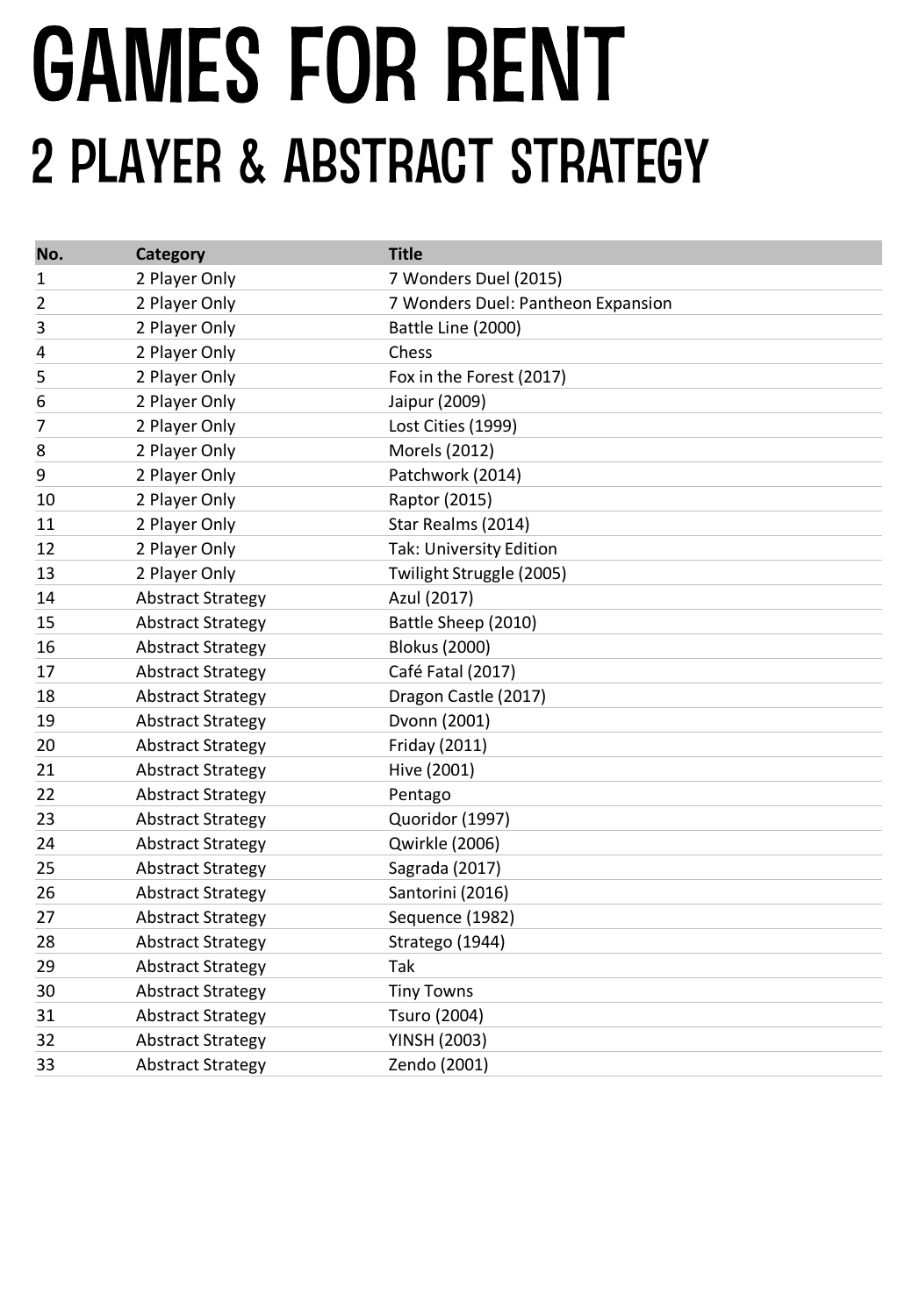# GAMES FOR RENT

## 2 PLAYER & ABSTRACT STRATEGY

| No. | Category | Title |
|---|---|---|
| 1 | 2 Player Only | 7 Wonders Duel (2015) |
| 2 | 2 Player Only | 7 Wonders Duel: Pantheon Expansion |
| 3 | 2 Player Only | Battle Line (2000) |
| 4 | 2 Player Only | Chess |
| 5 | 2 Player Only | Fox in the Forest (2017) |
| 6 | 2 Player Only | Jaipur (2009) |
| 7 | 2 Player Only | Lost Cities (1999) |
| 8 | 2 Player Only | Morels (2012) |
| 9 | 2 Player Only | Patchwork (2014) |
| 10 | 2 Player Only | Raptor (2015) |
| 11 | 2 Player Only | Star Realms (2014) |
| 12 | 2 Player Only | Tak: University Edition |
| 13 | 2 Player Only | Twilight Struggle (2005) |
| 14 | Abstract Strategy | Azul (2017) |
| 15 | Abstract Strategy | Battle Sheep (2010) |
| 16 | Abstract Strategy | Blokus (2000) |
| 17 | Abstract Strategy | Café Fatal (2017) |
| 18 | Abstract Strategy | Dragon Castle (2017) |
| 19 | Abstract Strategy | Dvonn (2001) |
| 20 | Abstract Strategy | Friday (2011) |
| 21 | Abstract Strategy | Hive (2001) |
| 22 | Abstract Strategy | Pentago |
| 23 | Abstract Strategy | Quoridor (1997) |
| 24 | Abstract Strategy | Qwirkle (2006) |
| 25 | Abstract Strategy | Sagrada (2017) |
| 26 | Abstract Strategy | Santorini (2016) |
| 27 | Abstract Strategy | Sequence (1982) |
| 28 | Abstract Strategy | Stratego (1944) |
| 29 | Abstract Strategy | Tak |
| 30 | Abstract Strategy | Tiny Towns |
| 31 | Abstract Strategy | Tsuro (2004) |
| 32 | Abstract Strategy | YINSH (2003) |
| 33 | Abstract Strategy | Zendo (2001) |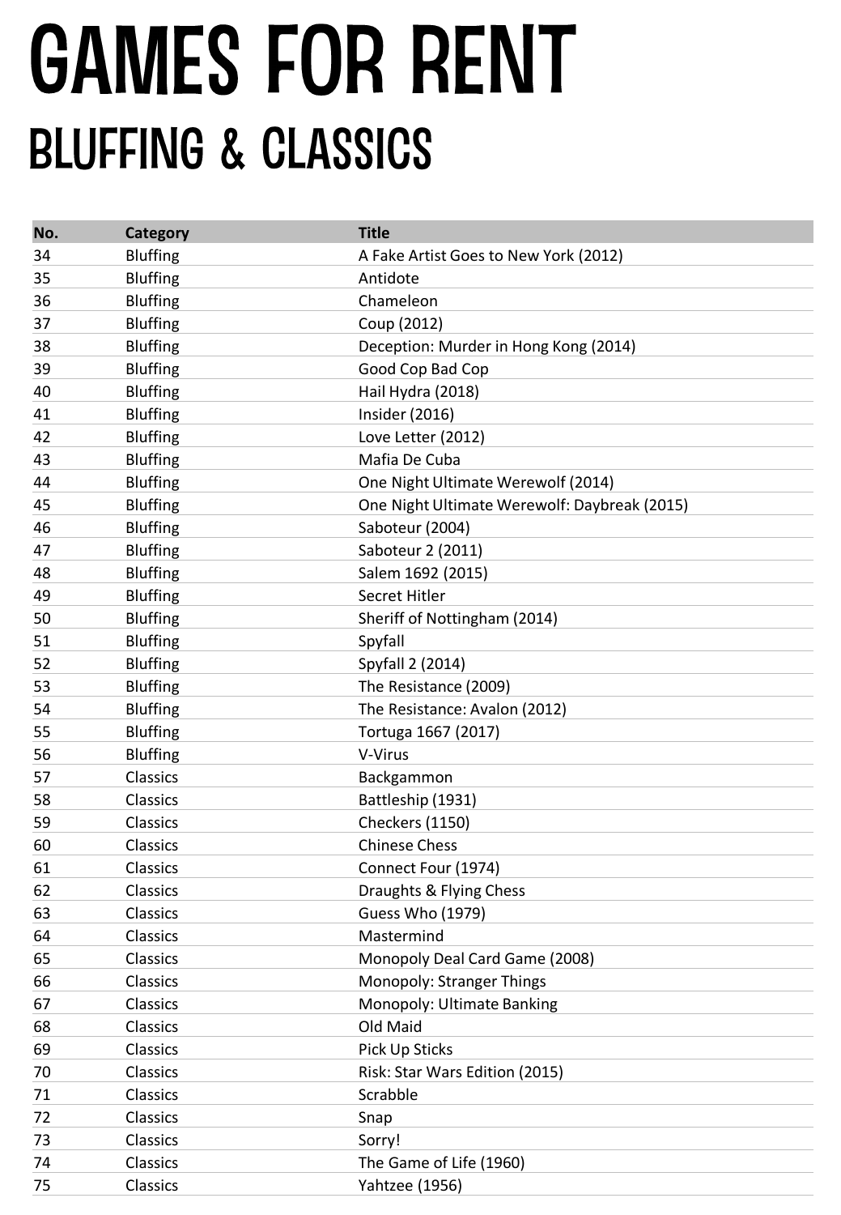# GAMES FOR RENT

## BLUFFING & CLASSICS

| No. | Category | Title |
| --- | --- | --- |
| 34 | Bluffing | A Fake Artist Goes to New York (2012) |
| 35 | Bluffing | Antidote |
| 36 | Bluffing | Chameleon |
| 37 | Bluffing | Coup (2012) |
| 38 | Bluffing | Deception: Murder in Hong Kong (2014) |
| 39 | Bluffing | Good Cop Bad Cop |
| 40 | Bluffing | Hail Hydra (2018) |
| 41 | Bluffing | Insider (2016) |
| 42 | Bluffing | Love Letter (2012) |
| 43 | Bluffing | Mafia De Cuba |
| 44 | Bluffing | One Night Ultimate Werewolf (2014) |
| 45 | Bluffing | One Night Ultimate Werewolf: Daybreak (2015) |
| 46 | Bluffing | Saboteur (2004) |
| 47 | Bluffing | Saboteur 2 (2011) |
| 48 | Bluffing | Salem 1692 (2015) |
| 49 | Bluffing | Secret Hitler |
| 50 | Bluffing | Sheriff of Nottingham (2014) |
| 51 | Bluffing | Spyfall |
| 52 | Bluffing | Spyfall 2 (2014) |
| 53 | Bluffing | The Resistance (2009) |
| 54 | Bluffing | The Resistance: Avalon (2012) |
| 55 | Bluffing | Tortuga 1667 (2017) |
| 56 | Bluffing | V-Virus |
| 57 | Classics | Backgammon |
| 58 | Classics | Battleship (1931) |
| 59 | Classics | Checkers (1150) |
| 60 | Classics | Chinese Chess |
| 61 | Classics | Connect Four (1974) |
| 62 | Classics | Draughts & Flying Chess |
| 63 | Classics | Guess Who (1979) |
| 64 | Classics | Mastermind |
| 65 | Classics | Monopoly Deal Card Game (2008) |
| 66 | Classics | Monopoly: Stranger Things |
| 67 | Classics | Monopoly: Ultimate Banking |
| 68 | Classics | Old Maid |
| 69 | Classics | Pick Up Sticks |
| 70 | Classics | Risk: Star Wars Edition (2015) |
| 71 | Classics | Scrabble |
| 72 | Classics | Snap |
| 73 | Classics | Sorry! |
| 74 | Classics | The Game of Life (1960) |
| 75 | Classics | Yahtzee (1956) |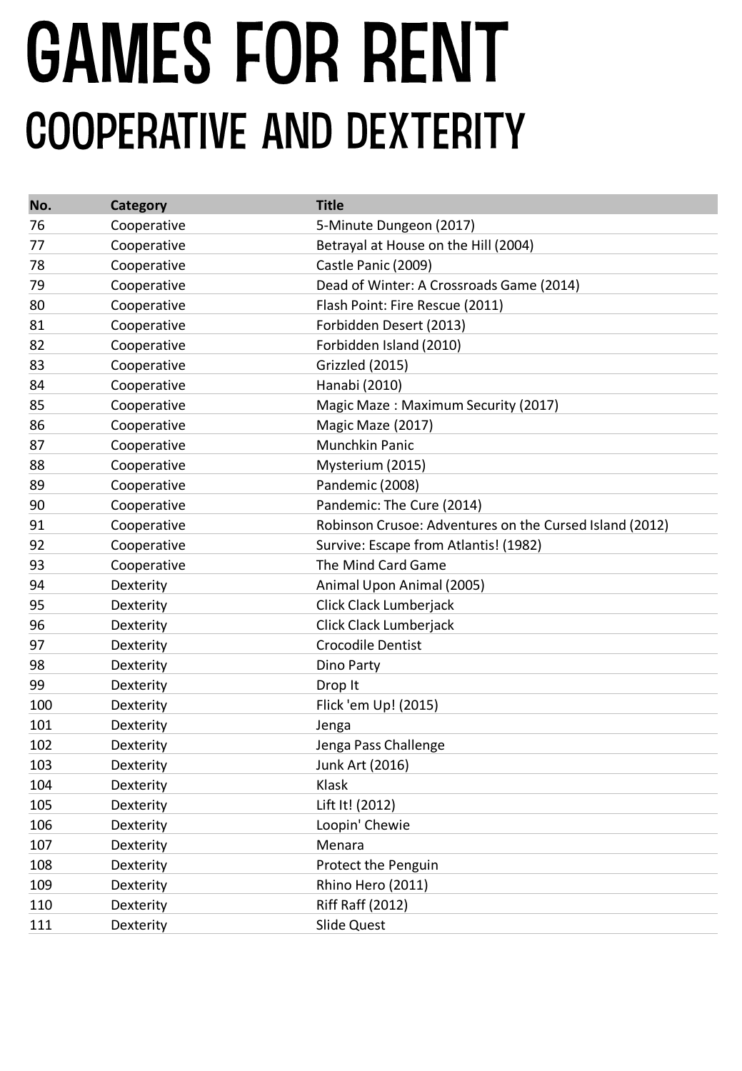# GAMES FOR RENT

## COOPERATIVE AND DEXTERITY

| No. | Category | Title |
|---|---|---|
| 76 | Cooperative | 5-Minute Dungeon (2017) |
| 77 | Cooperative | Betrayal at House on the Hill (2004) |
| 78 | Cooperative | Castle Panic (2009) |
| 79 | Cooperative | Dead of Winter: A Crossroads Game (2014) |
| 80 | Cooperative | Flash Point: Fire Rescue (2011) |
| 81 | Cooperative | Forbidden Desert (2013) |
| 82 | Cooperative | Forbidden Island (2010) |
| 83 | Cooperative | Grizzled (2015) |
| 84 | Cooperative | Hanabi (2010) |
| 85 | Cooperative | Magic Maze : Maximum Security (2017) |
| 86 | Cooperative | Magic Maze (2017) |
| 87 | Cooperative | Munchkin Panic |
| 88 | Cooperative | Mysterium (2015) |
| 89 | Cooperative | Pandemic (2008) |
| 90 | Cooperative | Pandemic: The Cure (2014) |
| 91 | Cooperative | Robinson Crusoe: Adventures on the Cursed Island (2012) |
| 92 | Cooperative | Survive: Escape from Atlantis! (1982) |
| 93 | Cooperative | The Mind Card Game |
| 94 | Dexterity | Animal Upon Animal (2005) |
| 95 | Dexterity | Click Clack Lumberjack |
| 96 | Dexterity | Click Clack Lumberjack |
| 97 | Dexterity | Crocodile Dentist |
| 98 | Dexterity | Dino Party |
| 99 | Dexterity | Drop It |
| 100 | Dexterity | Flick 'em Up! (2015) |
| 101 | Dexterity | Jenga |
| 102 | Dexterity | Jenga Pass Challenge |
| 103 | Dexterity | Junk Art (2016) |
| 104 | Dexterity | Klask |
| 105 | Dexterity | Lift It! (2012) |
| 106 | Dexterity | Loopin' Chewie |
| 107 | Dexterity | Menara |
| 108 | Dexterity | Protect the Penguin |
| 109 | Dexterity | Rhino Hero (2011) |
| 110 | Dexterity | Riff Raff (2012) |
| 111 | Dexterity | Slide Quest |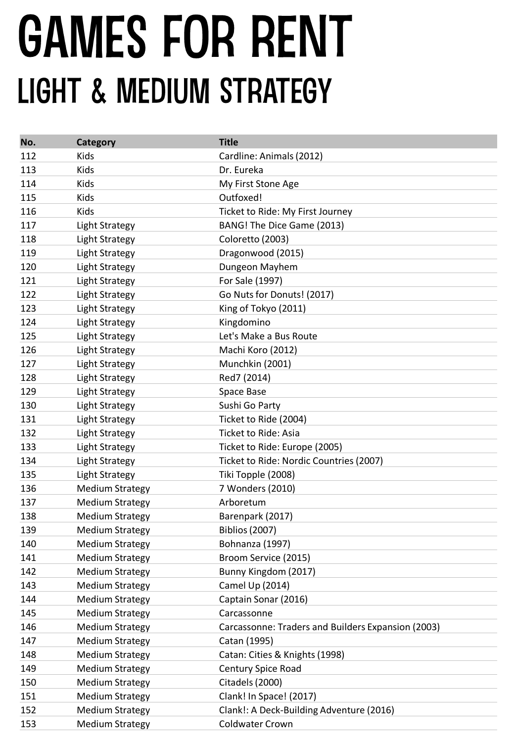# GAMES FOR RENT

## LIGHT & MEDIUM STRATEGY

| No. | Category | Title |
|---|---|---|
| 112 | Kids | Cardline: Animals (2012) |
| 113 | Kids | Dr. Eureka |
| 114 | Kids | My First Stone Age |
| 115 | Kids | Outfoxed! |
| 116 | Kids | Ticket to Ride: My First Journey |
| 117 | Light Strategy | BANG! The Dice Game (2013) |
| 118 | Light Strategy | Coloretto (2003) |
| 119 | Light Strategy | Dragonwood (2015) |
| 120 | Light Strategy | Dungeon Mayhem |
| 121 | Light Strategy | For Sale (1997) |
| 122 | Light Strategy | Go Nuts for Donuts! (2017) |
| 123 | Light Strategy | King of Tokyo (2011) |
| 124 | Light Strategy | Kingdomino |
| 125 | Light Strategy | Let's Make a Bus Route |
| 126 | Light Strategy | Machi Koro (2012) |
| 127 | Light Strategy | Munchkin (2001) |
| 128 | Light Strategy | Red7 (2014) |
| 129 | Light Strategy | Space Base |
| 130 | Light Strategy | Sushi Go Party |
| 131 | Light Strategy | Ticket to Ride (2004) |
| 132 | Light Strategy | Ticket to Ride: Asia |
| 133 | Light Strategy | Ticket to Ride: Europe (2005) |
| 134 | Light Strategy | Ticket to Ride: Nordic Countries (2007) |
| 135 | Light Strategy | Tiki Topple (2008) |
| 136 | Medium Strategy | 7 Wonders (2010) |
| 137 | Medium Strategy | Arboretum |
| 138 | Medium Strategy | Barenpark (2017) |
| 139 | Medium Strategy | Biblios (2007) |
| 140 | Medium Strategy | Bohnanza (1997) |
| 141 | Medium Strategy | Broom Service (2015) |
| 142 | Medium Strategy | Bunny Kingdom (2017) |
| 143 | Medium Strategy | Camel Up (2014) |
| 144 | Medium Strategy | Captain Sonar (2016) |
| 145 | Medium Strategy | Carcassonne |
| 146 | Medium Strategy | Carcassonne: Traders and Builders Expansion (2003) |
| 147 | Medium Strategy | Catan (1995) |
| 148 | Medium Strategy | Catan: Cities & Knights (1998) |
| 149 | Medium Strategy | Century Spice Road |
| 150 | Medium Strategy | Citadels (2000) |
| 151 | Medium Strategy | Clank! In Space! (2017) |
| 152 | Medium Strategy | Clank!: A Deck-Building Adventure (2016) |
| 153 | Medium Strategy | Coldwater Crown |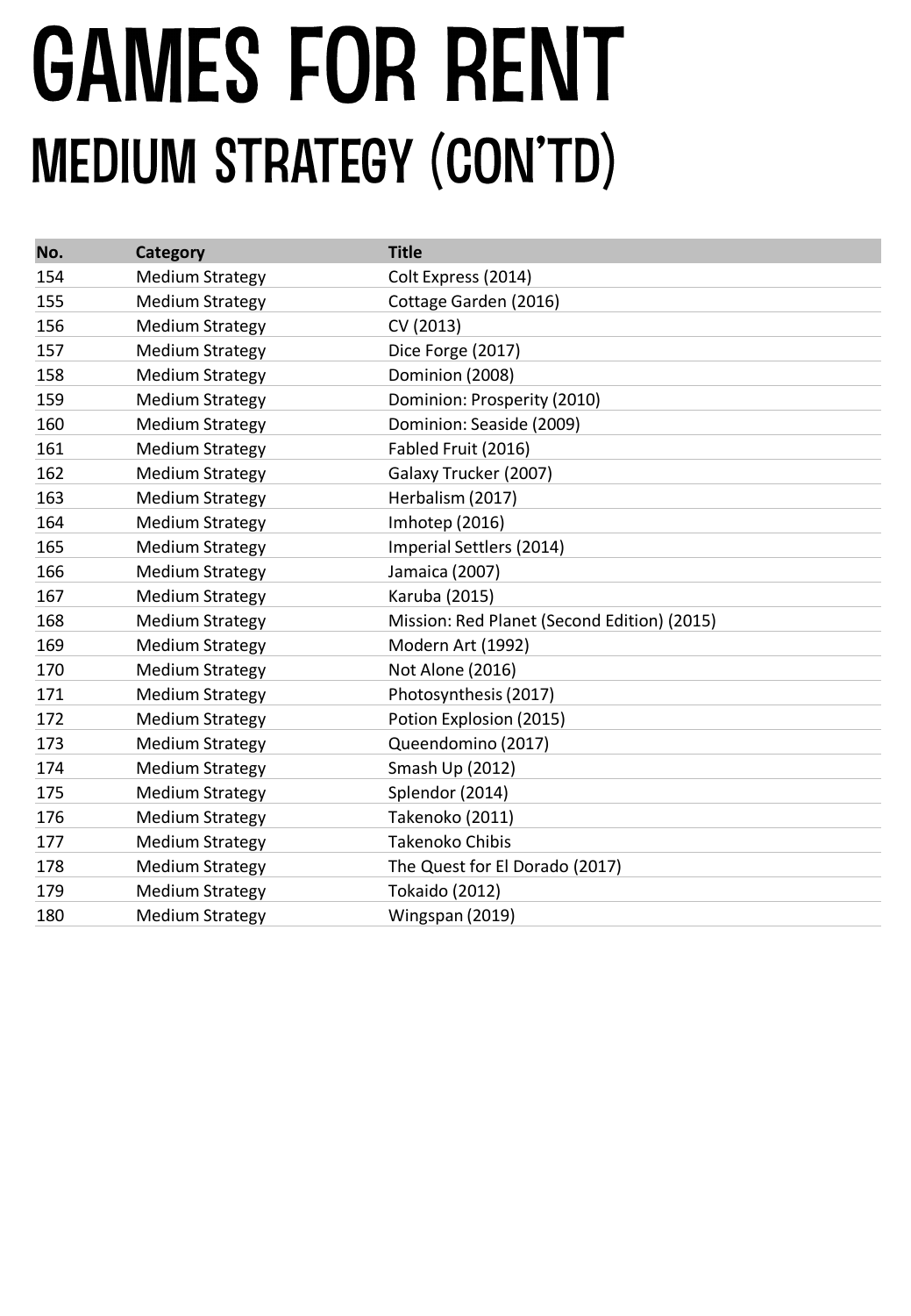# GAMES FOR RENT

## MEDIUM STRATEGY (CON'TD)

| No. | Category | Title |
|---|---|---|
| 154 | Medium Strategy | Colt Express (2014) |
| 155 | Medium Strategy | Cottage Garden (2016) |
| 156 | Medium Strategy | CV (2013) |
| 157 | Medium Strategy | Dice Forge (2017) |
| 158 | Medium Strategy | Dominion (2008) |
| 159 | Medium Strategy | Dominion: Prosperity (2010) |
| 160 | Medium Strategy | Dominion: Seaside (2009) |
| 161 | Medium Strategy | Fabled Fruit (2016) |
| 162 | Medium Strategy | Galaxy Trucker (2007) |
| 163 | Medium Strategy | Herbalism (2017) |
| 164 | Medium Strategy | Imhotep (2016) |
| 165 | Medium Strategy | Imperial Settlers (2014) |
| 166 | Medium Strategy | Jamaica (2007) |
| 167 | Medium Strategy | Karuba (2015) |
| 168 | Medium Strategy | Mission: Red Planet (Second Edition) (2015) |
| 169 | Medium Strategy | Modern Art (1992) |
| 170 | Medium Strategy | Not Alone (2016) |
| 171 | Medium Strategy | Photosynthesis (2017) |
| 172 | Medium Strategy | Potion Explosion (2015) |
| 173 | Medium Strategy | Queendomino (2017) |
| 174 | Medium Strategy | Smash Up (2012) |
| 175 | Medium Strategy | Splendor (2014) |
| 176 | Medium Strategy | Takenoko (2011) |
| 177 | Medium Strategy | Takenoko Chibis |
| 178 | Medium Strategy | The Quest for El Dorado (2017) |
| 179 | Medium Strategy | Tokaido (2012) |
| 180 | Medium Strategy | Wingspan (2019) |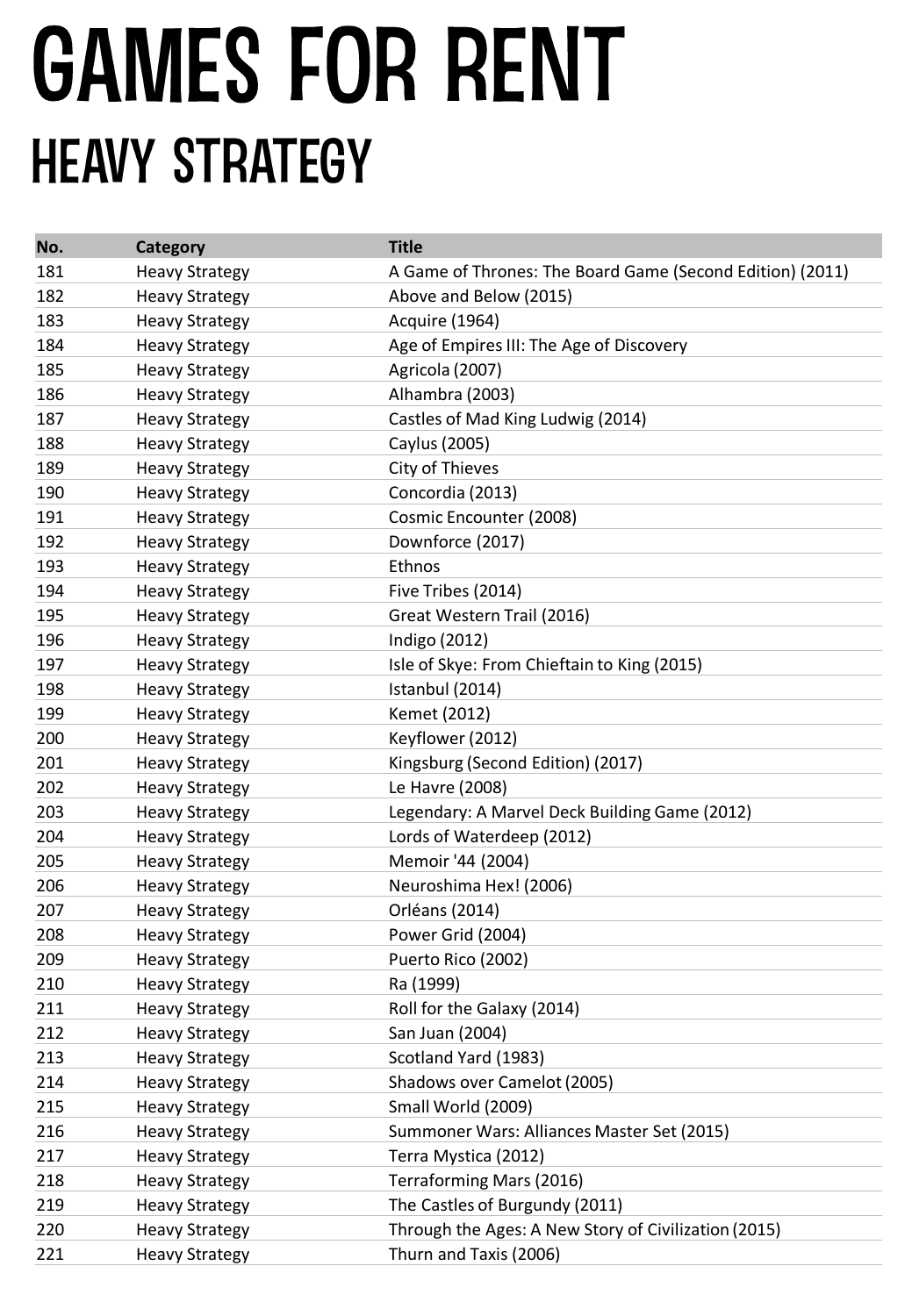# GAMES FOR RENT

## HEAVY STRATEGY

| No. | Category | Title |
| --- | --- | --- |
| 181 | Heavy Strategy | A Game of Thrones: The Board Game (Second Edition) (2011) |
| 182 | Heavy Strategy | Above and Below (2015) |
| 183 | Heavy Strategy | Acquire (1964) |
| 184 | Heavy Strategy | Age of Empires III: The Age of Discovery |
| 185 | Heavy Strategy | Agricola (2007) |
| 186 | Heavy Strategy | Alhambra (2003) |
| 187 | Heavy Strategy | Castles of Mad King Ludwig (2014) |
| 188 | Heavy Strategy | Caylus (2005) |
| 189 | Heavy Strategy | City of Thieves |
| 190 | Heavy Strategy | Concordia (2013) |
| 191 | Heavy Strategy | Cosmic Encounter (2008) |
| 192 | Heavy Strategy | Downforce (2017) |
| 193 | Heavy Strategy | Ethnos |
| 194 | Heavy Strategy | Five Tribes (2014) |
| 195 | Heavy Strategy | Great Western Trail (2016) |
| 196 | Heavy Strategy | Indigo (2012) |
| 197 | Heavy Strategy | Isle of Skye: From Chieftain to King (2015) |
| 198 | Heavy Strategy | Istanbul (2014) |
| 199 | Heavy Strategy | Kemet (2012) |
| 200 | Heavy Strategy | Keyflower (2012) |
| 201 | Heavy Strategy | Kingsburg (Second Edition) (2017) |
| 202 | Heavy Strategy | Le Havre (2008) |
| 203 | Heavy Strategy | Legendary: A Marvel Deck Building Game (2012) |
| 204 | Heavy Strategy | Lords of Waterdeep (2012) |
| 205 | Heavy Strategy | Memoir '44 (2004) |
| 206 | Heavy Strategy | Neuroshima Hex! (2006) |
| 207 | Heavy Strategy | Orléans (2014) |
| 208 | Heavy Strategy | Power Grid (2004) |
| 209 | Heavy Strategy | Puerto Rico (2002) |
| 210 | Heavy Strategy | Ra (1999) |
| 211 | Heavy Strategy | Roll for the Galaxy (2014) |
| 212 | Heavy Strategy | San Juan (2004) |
| 213 | Heavy Strategy | Scotland Yard (1983) |
| 214 | Heavy Strategy | Shadows over Camelot (2005) |
| 215 | Heavy Strategy | Small World (2009) |
| 216 | Heavy Strategy | Summoner Wars: Alliances Master Set (2015) |
| 217 | Heavy Strategy | Terra Mystica (2012) |
| 218 | Heavy Strategy | Terraforming Mars (2016) |
| 219 | Heavy Strategy | The Castles of Burgundy (2011) |
| 220 | Heavy Strategy | Through the Ages: A New Story of Civilization (2015) |
| 221 | Heavy Strategy | Thurn and Taxis (2006) |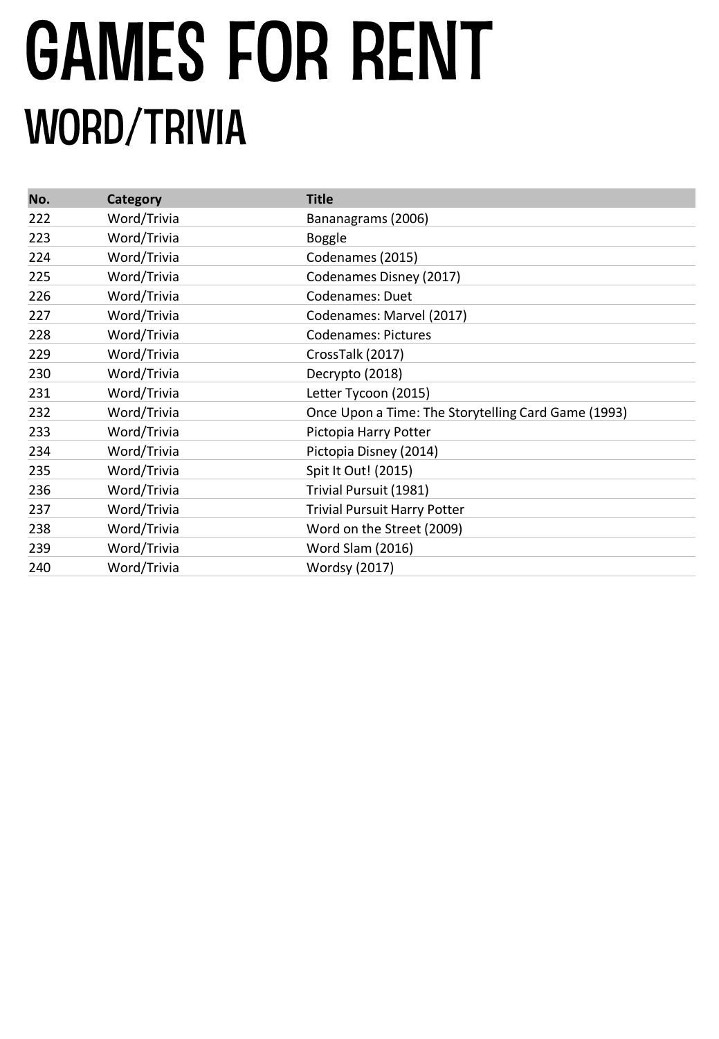# GAMES FOR RENT

## WORD/TRIVIA

| No. | Category | Title |
|---|---|---|
| 222 | Word/Trivia | Bananagrams (2006) |
| 223 | Word/Trivia | Boggle |
| 224 | Word/Trivia | Codenames (2015) |
| 225 | Word/Trivia | Codenames Disney (2017) |
| 226 | Word/Trivia | Codenames: Duet |
| 227 | Word/Trivia | Codenames: Marvel (2017) |
| 228 | Word/Trivia | Codenames: Pictures |
| 229 | Word/Trivia | CrossTalk (2017) |
| 230 | Word/Trivia | Decrypto (2018) |
| 231 | Word/Trivia | Letter Tycoon (2015) |
| 232 | Word/Trivia | Once Upon a Time: The Storytelling Card Game (1993) |
| 233 | Word/Trivia | Pictopia Harry Potter |
| 234 | Word/Trivia | Pictopia Disney (2014) |
| 235 | Word/Trivia | Spit It Out! (2015) |
| 236 | Word/Trivia | Trivial Pursuit (1981) |
| 237 | Word/Trivia | Trivial Pursuit Harry Potter |
| 238 | Word/Trivia | Word on the Street (2009) |
| 239 | Word/Trivia | Word Slam (2016) |
| 240 | Word/Trivia | Wordsy (2017) |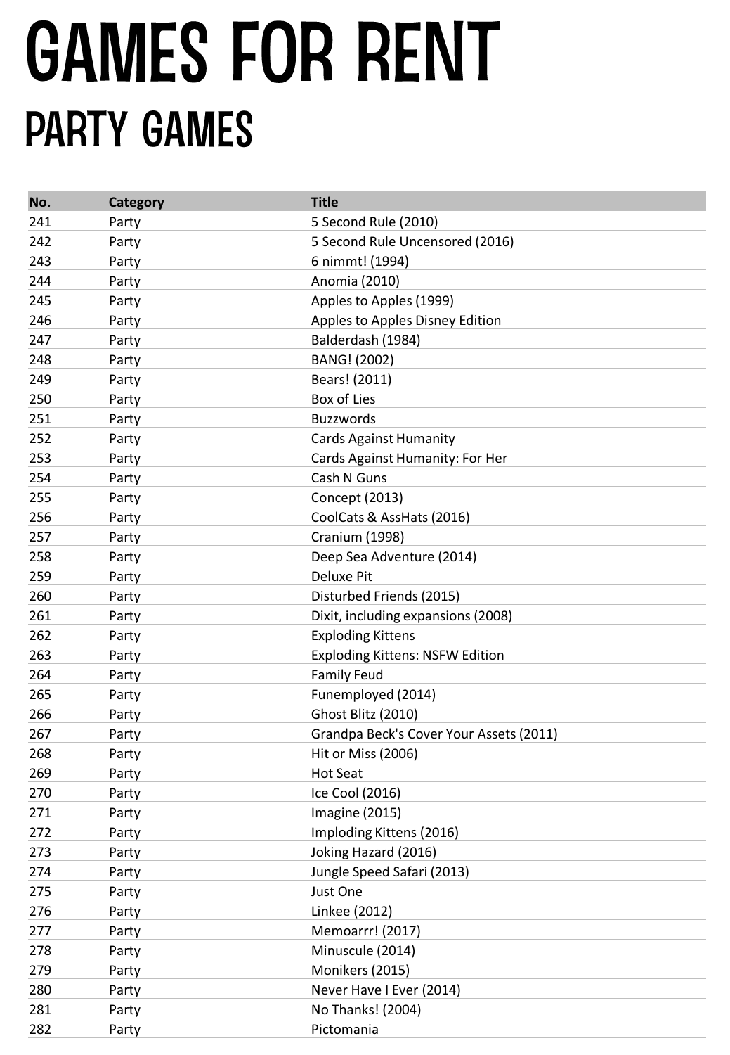# GAMES FOR RENT

## PARTY GAMES

| No. | Category | Title |
|---|---|---|
| 241 | Party | 5 Second Rule (2010) |
| 242 | Party | 5 Second Rule Uncensored (2016) |
| 243 | Party | 6 nimmt! (1994) |
| 244 | Party | Anomia (2010) |
| 245 | Party | Apples to Apples (1999) |
| 246 | Party | Apples to Apples Disney Edition |
| 247 | Party | Balderdash (1984) |
| 248 | Party | BANG! (2002) |
| 249 | Party | Bears! (2011) |
| 250 | Party | Box of Lies |
| 251 | Party | Buzzwords |
| 252 | Party | Cards Against Humanity |
| 253 | Party | Cards Against Humanity: For Her |
| 254 | Party | Cash N Guns |
| 255 | Party | Concept (2013) |
| 256 | Party | CoolCats & AssHats (2016) |
| 257 | Party | Cranium (1998) |
| 258 | Party | Deep Sea Adventure (2014) |
| 259 | Party | Deluxe Pit |
| 260 | Party | Disturbed Friends (2015) |
| 261 | Party | Dixit, including expansions (2008) |
| 262 | Party | Exploding Kittens |
| 263 | Party | Exploding Kittens: NSFW Edition |
| 264 | Party | Family Feud |
| 265 | Party | Funemployed (2014) |
| 266 | Party | Ghost Blitz (2010) |
| 267 | Party | Grandpa Beck's Cover Your Assets (2011) |
| 268 | Party | Hit or Miss (2006) |
| 269 | Party | Hot Seat |
| 270 | Party | Ice Cool (2016) |
| 271 | Party | Imagine (2015) |
| 272 | Party | Imploding Kittens (2016) |
| 273 | Party | Joking Hazard (2016) |
| 274 | Party | Jungle Speed Safari (2013) |
| 275 | Party | Just One |
| 276 | Party | Linkee (2012) |
| 277 | Party | Memoarrr! (2017) |
| 278 | Party | Minuscule (2014) |
| 279 | Party | Monikers (2015) |
| 280 | Party | Never Have I Ever (2014) |
| 281 | Party | No Thanks! (2004) |
| 282 | Party | Pictomania |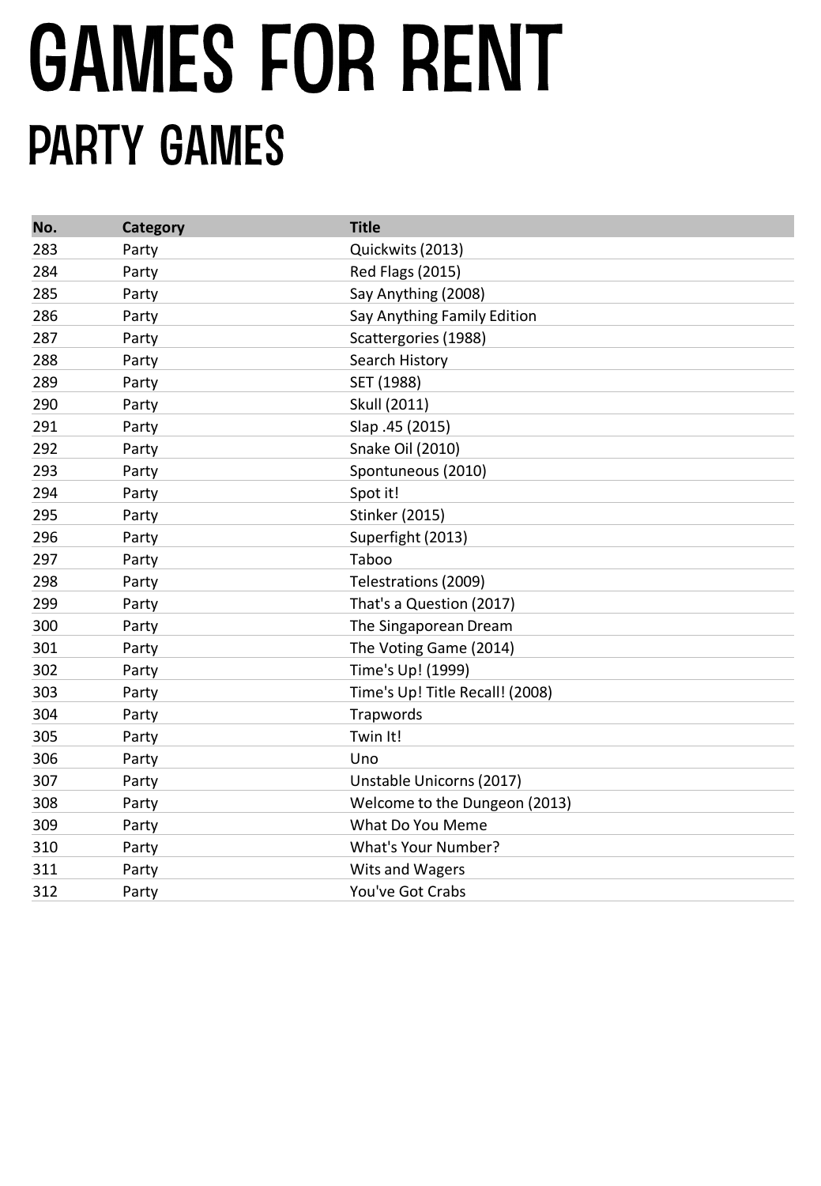# GAMES FOR RENT

## PARTY GAMES

| No. | Category | Title |
|---|---|---|
| 283 | Party | Quickwits (2013) |
| 284 | Party | Red Flags (2015) |
| 285 | Party | Say Anything (2008) |
| 286 | Party | Say Anything Family Edition |
| 287 | Party | Scattergories (1988) |
| 288 | Party | Search History |
| 289 | Party | SET (1988) |
| 290 | Party | Skull (2011) |
| 291 | Party | Slap .45 (2015) |
| 292 | Party | Snake Oil (2010) |
| 293 | Party | Spontuneous (2010) |
| 294 | Party | Spot it! |
| 295 | Party | Stinker (2015) |
| 296 | Party | Superfight (2013) |
| 297 | Party | Taboo |
| 298 | Party | Telestrations (2009) |
| 299 | Party | That's a Question (2017) |
| 300 | Party | The Singaporean Dream |
| 301 | Party | The Voting Game (2014) |
| 302 | Party | Time's Up! (1999) |
| 303 | Party | Time's Up! Title Recall! (2008) |
| 304 | Party | Trapwords |
| 305 | Party | Twin It! |
| 306 | Party | Uno |
| 307 | Party | Unstable Unicorns (2017) |
| 308 | Party | Welcome to the Dungeon (2013) |
| 309 | Party | What Do You Meme |
| 310 | Party | What's Your Number? |
| 311 | Party | Wits and Wagers |
| 312 | Party | You've Got Crabs |